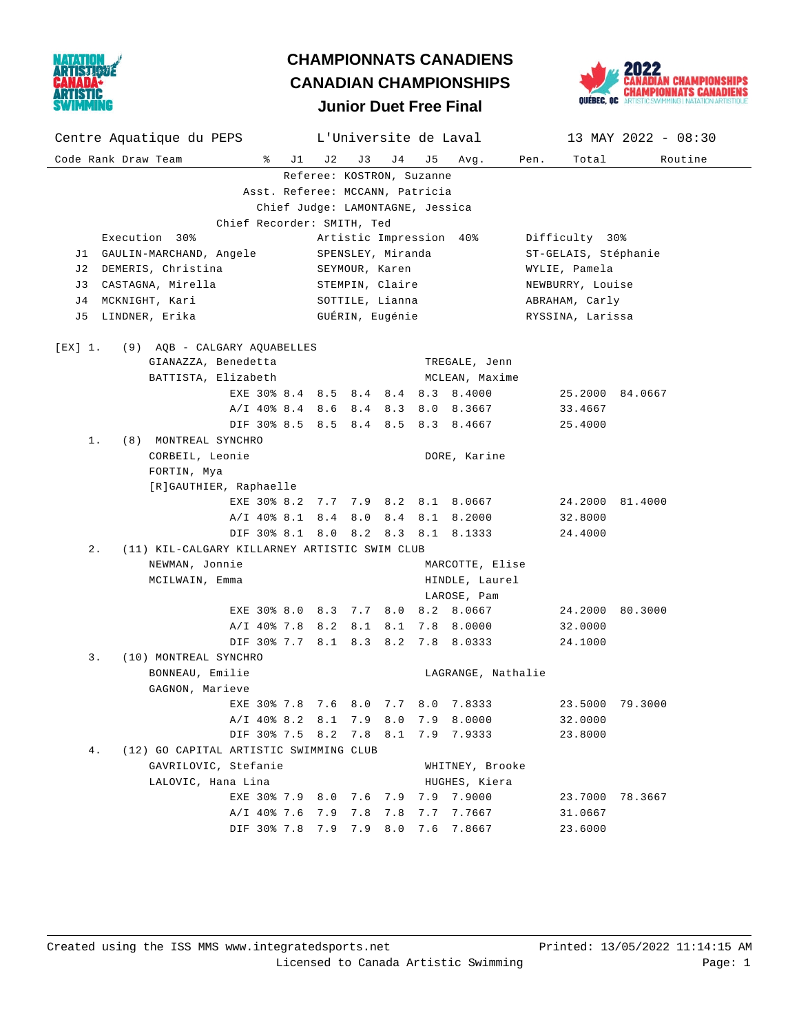# CHAMPIONNATS CANADIENS
# CANADIAN CHAMPIONSHIPS
## Junior Duet Free Final

Centre Aquatique du PEPS — L'Universite de Laval — 13 MAY 2022 - 08:30

Referee: KOSTRON, Suzanne
Asst. Referee: MCCANN, Patricia
Chief Judge: LAMONTAGNE, Jessica
Chief Recorder: SMITH, Ted

| | Execution 30% | Artistic Impression 40% | Difficulty 30% |
|---|---|---|---|
| J1 | GAULIN-MARCHAND, Angele | SPENSLEY, Miranda | ST-GELAIS, Stéphanie |
| J2 | DEMERIS, Christina | SEYMOUR, Karen | WYLIE, Pamela |
| J3 | CASTAGNA, Mirella | STEMPIN, Claire | NEWBURRY, Louise |
| J4 | MCKNIGHT, Kari | SOTTILE, Lianna | ABRAHAM, Carly |
| J5 | LINDNER, Erika | GUÉRIN, Eugénie | RYSSINA, Larissa |

| Code | Rank | Draw | Team | | % | J1 | J2 | J3 | J4 | J5 | Avg. | Pen. | Total | Routine |
|---|---|---|---|---|---|---|---|---|---|---|---|---|---|---|
| [EX] | 1. | (9) | AQB - CALGARY AQUABELLES | | | | | | | | | | | |
| | | | GIANAZZA, Benedetta; BATTISTA, Elizabeth | TREGALE, Jenn; MCLEAN, Maxime | | | | | | | | | | |
| | | | | EXE | 30% | 8.4 | 8.5 | 8.4 | 8.4 | 8.3 | 8.4000 | | 25.2000 | 84.0667 |
| | | | | A/I | 40% | 8.4 | 8.6 | 8.4 | 8.3 | 8.0 | 8.3667 | | 33.4667 | |
| | | | | DIF | 30% | 8.5 | 8.5 | 8.4 | 8.5 | 8.3 | 8.4667 | | 25.4000 | |
| | 1. | (8) | MONTREAL SYNCHRO | | | | | | | | | | | |
| | | | CORBEIL, Leonie; FORTIN, Mya; [R]GAUTHIER, Raphaelle | DORE, Karine | | | | | | | | | | |
| | | | | EXE | 30% | 8.2 | 7.7 | 7.9 | 8.2 | 8.1 | 8.0667 | | 24.2000 | 81.4000 |
| | | | | A/I | 40% | 8.1 | 8.4 | 8.0 | 8.4 | 8.1 | 8.2000 | | 32.8000 | |
| | | | | DIF | 30% | 8.1 | 8.0 | 8.2 | 8.3 | 8.1 | 8.1333 | | 24.4000 | |
| | 2. | (11) | KIL-CALGARY KILLARNEY ARTISTIC SWIM CLUB | | | | | | | | | | | |
| | | | NEWMAN, Jonnie; MCILWAIN, Emma | MARCOTTE, Elise; HINDLE, Laurel; LAROSE, Pam | | | | | | | | | | |
| | | | | EXE | 30% | 8.0 | 8.3 | 7.7 | 8.0 | 8.2 | 8.0667 | | 24.2000 | 80.3000 |
| | | | | A/I | 40% | 7.8 | 8.2 | 8.1 | 8.1 | 7.8 | 8.0000 | | 32.0000 | |
| | | | | DIF | 30% | 7.7 | 8.1 | 8.3 | 8.2 | 7.8 | 8.0333 | | 24.1000 | |
| | 3. | (10) | MONTREAL SYNCHRO | | | | | | | | | | | |
| | | | BONNEAU, Emilie; GAGNON, Marieve | LAGRANGE, Nathalie | | | | | | | | | | |
| | | | | EXE | 30% | 7.8 | 7.6 | 8.0 | 7.7 | 8.0 | 7.8333 | | 23.5000 | 79.3000 |
| | | | | A/I | 40% | 8.2 | 8.1 | 7.9 | 8.0 | 7.9 | 8.0000 | | 32.0000 | |
| | | | | DIF | 30% | 7.5 | 8.2 | 7.8 | 8.1 | 7.9 | 7.9333 | | 23.8000 | |
| | 4. | (12) | GO CAPITAL ARTISTIC SWIMMING CLUB | | | | | | | | | | | |
| | | | GAVRILOVIC, Stefanie; LALOVIC, Hana Lina | WHITNEY, Brooke; HUGHES, Kiera | | | | | | | | | | |
| | | | | EXE | 30% | 7.9 | 8.0 | 7.6 | 7.9 | 7.9 | 7.9000 | | 23.7000 | 78.3667 |
| | | | | A/I | 40% | 7.6 | 7.9 | 7.8 | 7.8 | 7.7 | 7.7667 | | 31.0667 | |
| | | | | DIF | 30% | 7.8 | 7.9 | 7.9 | 8.0 | 7.6 | 7.8667 | | 23.6000 | |

Created using the ISS MMS www.integratedsports.net — Printed: 13/05/2022 11:14:15 AM
Licensed to Canada Artistic Swimming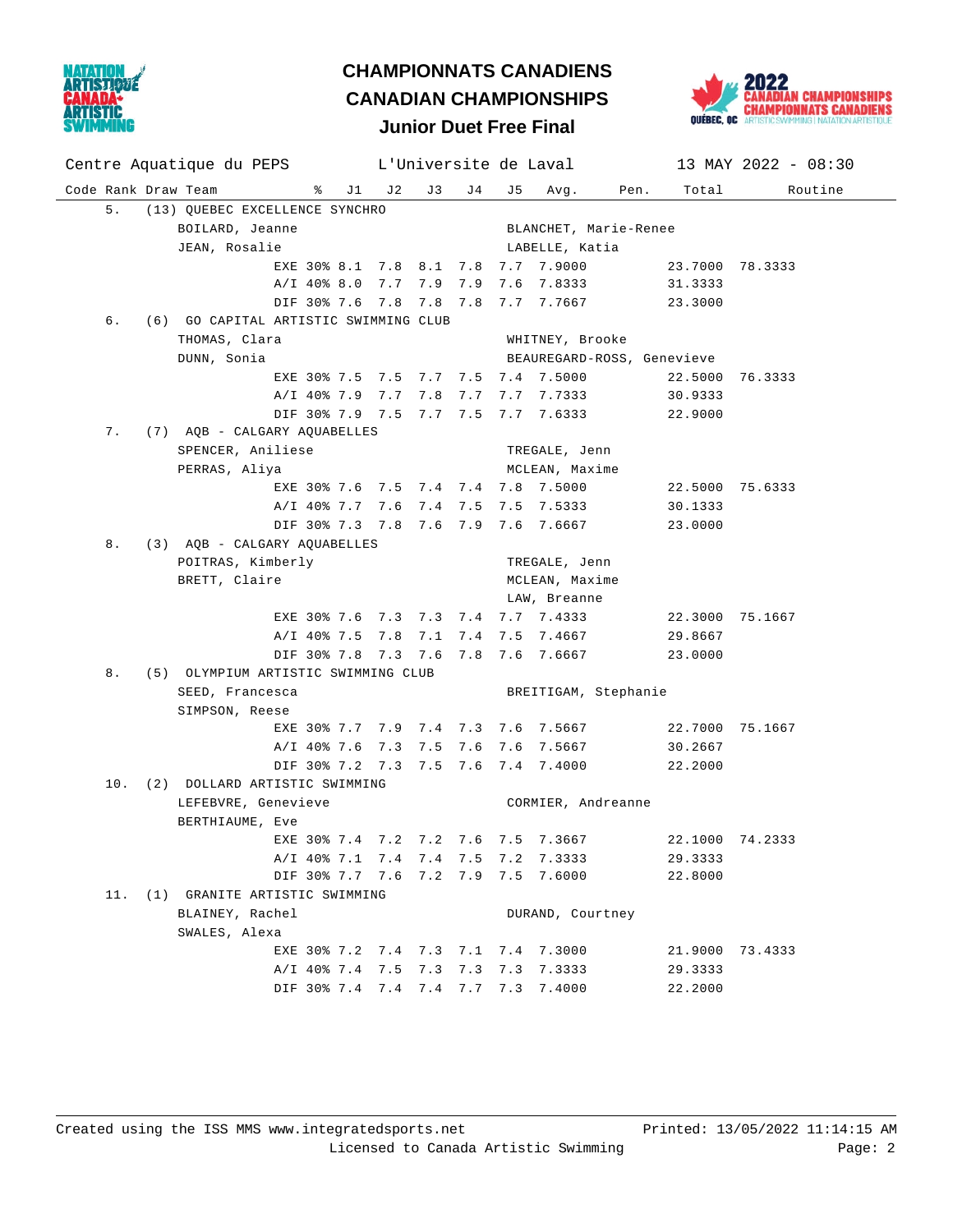# CHAMPIONNATS CANADIENS
# CANADIAN CHAMPIONSHIPS
## Junior Duet Free Final

Centre Aquatique du PEPS — L'Universite de Laval — 13 MAY 2022 - 08:30

| Code | Rank | Draw | Team | % | J1 | J2 | J3 | J4 | J5 | Avg. | Pen. | Total | Routine |
|---|---|---|---|---|---|---|---|---|---|---|---|---|---|
| | 5. | (13) | QUEBEC EXCELLENCE SYNCHRO | | | | | | | | | | |
| | | | BOILARD, Jeanne | | | | | | | BLANCHET, Marie-Renee | | | |
| | | | JEAN, Rosalie | | | | | | | LABELLE, Katia | | | |
| | | | | EXE 30% | 8.1 | 7.8 | 8.1 | 7.8 | 7.7 | 7.9000 | | 23.7000 | 78.3333 |
| | | | | A/I 40% | 8.0 | 7.7 | 7.9 | 7.9 | 7.6 | 7.8333 | | 31.3333 | |
| | | | | DIF 30% | 7.6 | 7.8 | 7.8 | 7.8 | 7.7 | 7.7667 | | 23.3000 | |
| | 6. | (6) | GO CAPITAL ARTISTIC SWIMMING CLUB | | | | | | | | | | |
| | | | THOMAS, Clara | | | | | | | WHITNEY, Brooke | | | |
| | | | DUNN, Sonia | | | | | | | BEAUREGARD-ROSS, Genevieve | | | |
| | | | | EXE 30% | 7.5 | 7.5 | 7.7 | 7.5 | 7.4 | 7.5000 | | 22.5000 | 76.3333 |
| | | | | A/I 40% | 7.9 | 7.7 | 7.8 | 7.7 | 7.7 | 7.7333 | | 30.9333 | |
| | | | | DIF 30% | 7.9 | 7.5 | 7.7 | 7.5 | 7.7 | 7.6333 | | 22.9000 | |
| | 7. | (7) | AQB - CALGARY AQUABELLES | | | | | | | | | | |
| | | | SPENCER, Aniliese | | | | | | | TREGALE, Jenn | | | |
| | | | PERRAS, Aliya | | | | | | | MCLEAN, Maxime | | | |
| | | | | EXE 30% | 7.6 | 7.5 | 7.4 | 7.4 | 7.8 | 7.5000 | | 22.5000 | 75.6333 |
| | | | | A/I 40% | 7.7 | 7.6 | 7.4 | 7.5 | 7.5 | 7.5333 | | 30.1333 | |
| | | | | DIF 30% | 7.3 | 7.8 | 7.6 | 7.9 | 7.6 | 7.6667 | | 23.0000 | |
| | 8. | (3) | AQB - CALGARY AQUABELLES | | | | | | | | | | |
| | | | POITRAS, Kimberly | | | | | | | TREGALE, Jenn | | | |
| | | | BRETT, Claire | | | | | | | MCLEAN, Maxime | | | |
| | | | | | | | | | | LAW, Breanne | | | |
| | | | | EXE 30% | 7.6 | 7.3 | 7.3 | 7.4 | 7.7 | 7.4333 | | 22.3000 | 75.1667 |
| | | | | A/I 40% | 7.5 | 7.8 | 7.1 | 7.4 | 7.5 | 7.4667 | | 29.8667 | |
| | | | | DIF 30% | 7.8 | 7.3 | 7.6 | 7.8 | 7.6 | 7.6667 | | 23.0000 | |
| | 8. | (5) | OLYMPIUM ARTISTIC SWIMMING CLUB | | | | | | | | | | |
| | | | SEED, Francesca | | | | | | | BREITIGAM, Stephanie | | | |
| | | | SIMPSON, Reese | | | | | | | | | | |
| | | | | EXE 30% | 7.7 | 7.9 | 7.4 | 7.3 | 7.6 | 7.5667 | | 22.7000 | 75.1667 |
| | | | | A/I 40% | 7.6 | 7.3 | 7.5 | 7.6 | 7.6 | 7.5667 | | 30.2667 | |
| | | | | DIF 30% | 7.2 | 7.3 | 7.5 | 7.6 | 7.4 | 7.4000 | | 22.2000 | |
| | 10. | (2) | DOLLARD ARTISTIC SWIMMING | | | | | | | | | | |
| | | | LEFEBVRE, Genevieve | | | | | | | CORMIER, Andreanne | | | |
| | | | BERTHIAUME, Eve | | | | | | | | | | |
| | | | | EXE 30% | 7.4 | 7.2 | 7.2 | 7.6 | 7.5 | 7.3667 | | 22.1000 | 74.2333 |
| | | | | A/I 40% | 7.1 | 7.4 | 7.4 | 7.5 | 7.2 | 7.3333 | | 29.3333 | |
| | | | | DIF 30% | 7.7 | 7.6 | 7.2 | 7.9 | 7.5 | 7.6000 | | 22.8000 | |
| | 11. | (1) | GRANITE ARTISTIC SWIMMING | | | | | | | | | | |
| | | | BLAINEY, Rachel | | | | | | | DURAND, Courtney | | | |
| | | | SWALES, Alexa | | | | | | | | | | |
| | | | | EXE 30% | 7.2 | 7.4 | 7.3 | 7.1 | 7.4 | 7.3000 | | 21.9000 | 73.4333 |
| | | | | A/I 40% | 7.4 | 7.5 | 7.3 | 7.3 | 7.3 | 7.3333 | | 29.3333 | |
| | | | | DIF 30% | 7.4 | 7.4 | 7.4 | 7.7 | 7.3 | 7.4000 | | 22.2000 | |

Created using the ISS MMS www.integratedsports.net — Printed: 13/05/2022 11:14:15 AM

Licensed to Canada Artistic Swimming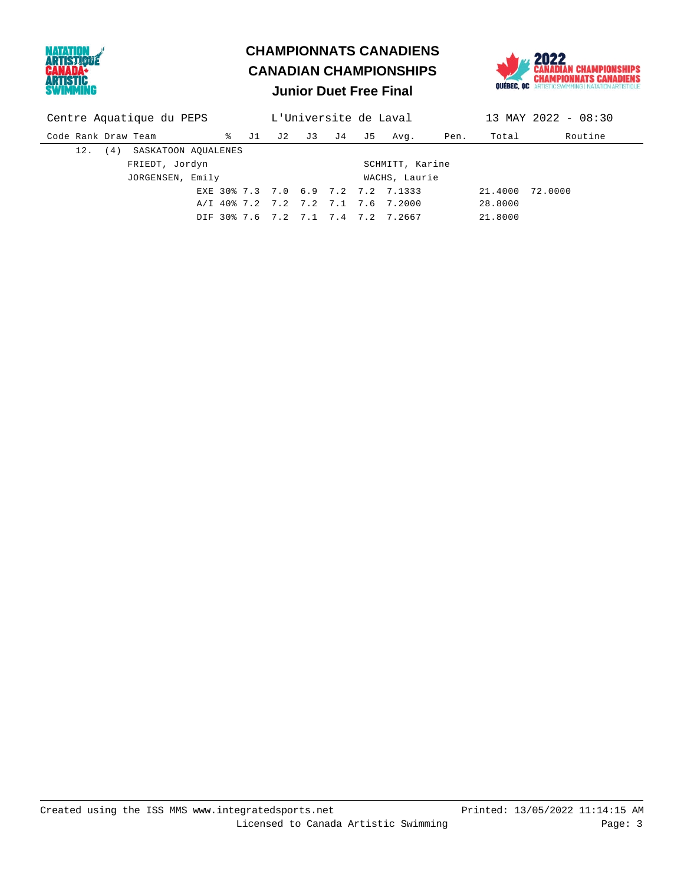# CHAMPIONNATS CANADIENS
# CANADIAN CHAMPIONSHIPS
## Junior Duet Free Final

Centre Aquatique du PEPS — L'Universite de Laval — 13 MAY 2022 - 08:30

| Code | Rank | Draw | Team | % | J1 | J2 | J3 | J4 | J5 | Avg. | Pen. | Total | Routine |
|---|---|---|---|---|---|---|---|---|---|---|---|---|---|
| | 12. | (4) | SASKATOON AQUALENES | | | | | | | | | | |
| | | | FRIEDT, Jordyn | | | | | | | SCHMITT, Karine | | | |
| | | | JORGENSEN, Emily | | | | | | | WACHS, Laurie | | | |
| | | | | EXE 30% | 7.3 | 7.0 | 6.9 | 7.2 | 7.2 | 7.1333 | | 21.4000 | 72.0000 |
| | | | | A/I 40% | 7.2 | 7.2 | 7.2 | 7.1 | 7.6 | 7.2000 | | 28.8000 | |
| | | | | DIF 30% | 7.6 | 7.2 | 7.1 | 7.4 | 7.2 | 7.2667 | | 21.8000 | |

Created using the ISS MMS www.integratedsports.net — Printed: 13/05/2022 11:14:15 AM

Licensed to Canada Artistic Swimming